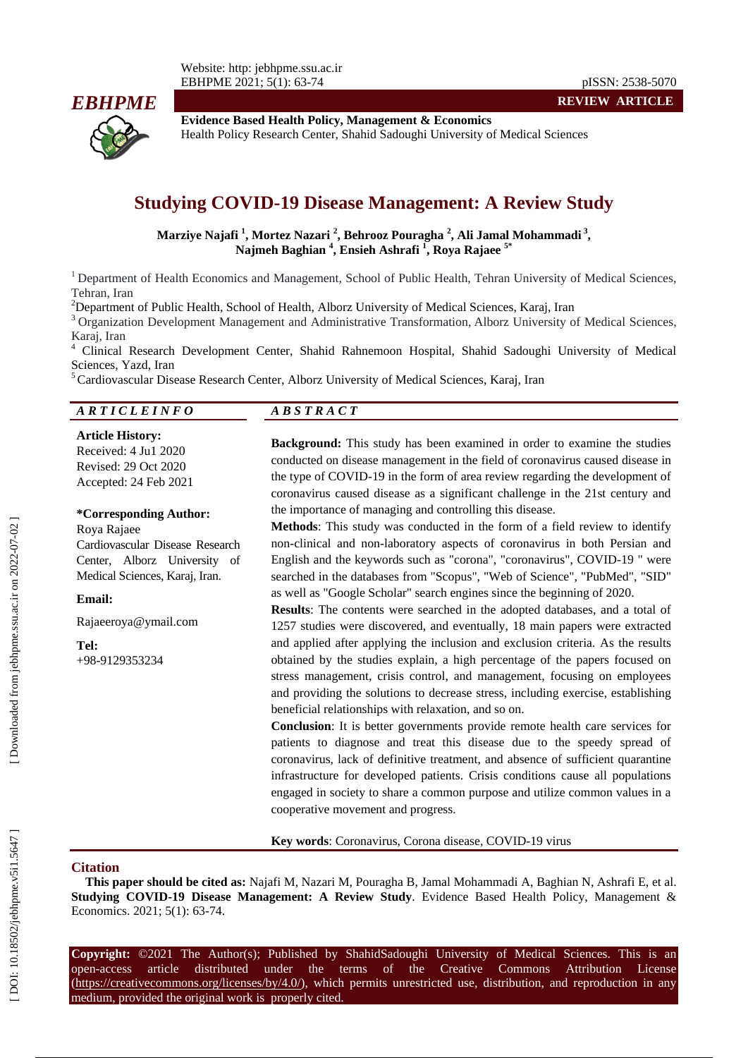**REVIEW ARTICLE**

**Evidence Based Health Policy, Management & Economics**
Health Policy Research Center, Shahid Sadoughi University of Medical Sciences

# Studying COVID-19 Disease Management: A Review Study

**Marziye Najafi [1], Mortez Nazari [2], Behrooz Pouragha [2], Ali Jamal Mohammadi [3], Najmeh Baghian [4], Ensieh Ashrafi [1], Roya Rajaee [5*]**

[1] Department of Health Economics and Management, School of Public Health, Tehran University of Medical Sciences, Tehran, Iran

[2] Department of Public Health, School of Health, Alborz University of Medical Sciences, Karaj, Iran

[3] Organization Development Management and Administrative Transformation, Alborz University of Medical Sciences, Karaj, Iran

[4] Clinical Research Development Center, Shahid Rahnemoon Hospital, Shahid Sadoughi University of Medical Sciences, Yazd, Iran

[5] Cardiovascular Disease Research Center, Alborz University of Medical Sciences, Karaj, Iran

## ARTICLE INFO

**Article History:**
Received: 4 Jul 2020
Revised: 29 Oct 2020
Accepted: 24 Feb 2021

**\*Corresponding Author:**
Roya Rajaee
Cardiovascular Disease Research Center, Alborz University of Medical Sciences, Karaj, Iran.

**Email:**
Rajaeeroya@ymail.com

**Tel:**
+98-9129353234

## ABSTRACT

**Background:** This study has been examined in order to examine the studies conducted on disease management in the field of coronavirus caused disease in the type of COVID-19 in the form of area review regarding the development of coronavirus caused disease as a significant challenge in the 21st century and the importance of managing and controlling this disease.

**Methods**: This study was conducted in the form of a field review to identify non-clinical and non-laboratory aspects of coronavirus in both Persian and English and the keywords such as "corona", "coronavirus", COVID-19 " were searched in the databases from "Scopus", "Web of Science", "PubMed", "SID" as well as "Google Scholar" search engines since the beginning of 2020.

**Results**: The contents were searched in the adopted databases, and a total of 1257 studies were discovered, and eventually, 18 main papers were extracted and applied after applying the inclusion and exclusion criteria. As the results obtained by the studies explain, a high percentage of the papers focused on stress management, crisis control, and management, focusing on employees and providing the solutions to decrease stress, including exercise, establishing beneficial relationships with relaxation, and so on.

**Conclusion**: It is better governments provide remote health care services for patients to diagnose and treat this disease due to the speedy spread of coronavirus, lack of definitive treatment, and absence of sufficient quarantine infrastructure for developed patients. Crisis conditions cause all populations engaged in society to share a common purpose and utilize common values in a cooperative movement and progress.

**Key words**: Coronavirus, Corona disease, COVID-19 virus

## Citation

**This paper should be cited as:** Najafi M, Nazari M, Pouragha B, Jamal Mohammadi A, Baghian N, Ashrafi E, et al. **Studying COVID-19 Disease Management: A Review Study**. Evidence Based Health Policy, Management & Economics. 2021; 5(1): 63-74.

**Copyright:** ©2021 The Author(s); Published by ShahidSadoughi University of Medical Sciences. This is an open-access article distributed under the terms of the Creative Commons Attribution License (https://creativecommons.org/licenses/by/4.0/), which permits unrestricted use, distribution, and reproduction in any medium, provided the original work is properly cited.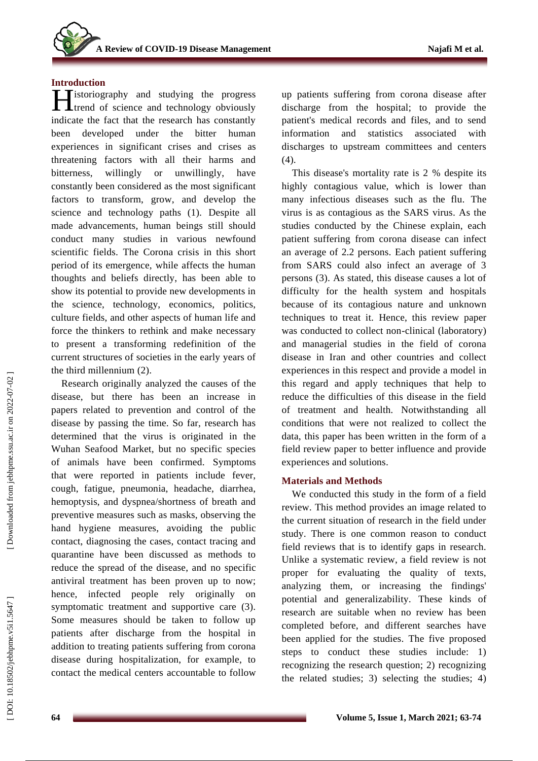## Introduction

Historiography and studying the progress trend of science and technology obviously indicate the fact that the research has constantly been developed under the bitter human experiences in significant crises and crises as threatening factors with all their harms and bitterness, willingly or unwillingly, have constantly been considered as the most significant factors to transform, grow, and develop the science and technology paths (1). Despite all made advancements, human beings still should conduct many studies in various newfound scientific fields. The Corona crisis in this short period of its emergence, while affects the human thoughts and beliefs directly, has been able to show its potential to provide new developments in the science, technology, economics, politics, culture fields, and other aspects of human life and force the thinkers to rethink and make necessary to present a transforming redefinition of the current structures of societies in the early years of the third millennium (2).

Research originally analyzed the causes of the disease, but there has been an increase in papers related to prevention and control of the disease by passing the time. So far, research has determined that the virus is originated in the Wuhan Seafood Market, but no specific species of animals have been confirmed. Symptoms that were reported in patients include fever, cough, fatigue, pneumonia, headache, diarrhea, hemoptysis, and dyspnea/shortness of breath and preventive measures such as masks, observing the hand hygiene measures, avoiding the public contact, diagnosing the cases, contact tracing and quarantine have been discussed as methods to reduce the spread of the disease, and no specific antiviral treatment has been proven up to now; hence, infected people rely originally on symptomatic treatment and supportive care (3). Some measures should be taken to follow up patients after discharge from the hospital in addition to treating patients suffering from corona disease during hospitalization, for example, to contact the medical centers accountable to follow up patients suffering from corona disease after discharge from the hospital; to provide the patient's medical records and files, and to send information and statistics associated with discharges to upstream committees and centers (4).

This disease's mortality rate is 2 % despite its highly contagious value, which is lower than many infectious diseases such as the flu. The virus is as contagious as the SARS virus. As the studies conducted by the Chinese explain, each patient suffering from corona disease can infect an average of 2.2 persons. Each patient suffering from SARS could also infect an average of 3 persons (3). As stated, this disease causes a lot of difficulty for the health system and hospitals because of its contagious nature and unknown techniques to treat it. Hence, this review paper was conducted to collect non-clinical (laboratory) and managerial studies in the field of corona disease in Iran and other countries and collect experiences in this respect and provide a model in this regard and apply techniques that help to reduce the difficulties of this disease in the field of treatment and health. Notwithstanding all conditions that were not realized to collect the data, this paper has been written in the form of a field review paper to better influence and provide experiences and solutions.

## Materials and Methods

We conducted this study in the form of a field review. This method provides an image related to the current situation of research in the field under study. There is one common reason to conduct field reviews that is to identify gaps in research. Unlike a systematic review, a field review is not proper for evaluating the quality of texts, analyzing them, or increasing the findings' potential and generalizability. These kinds of research are suitable when no review has been completed before, and different searches have been applied for the studies. The five proposed steps to conduct these studies include: 1) recognizing the research question; 2) recognizing the related studies; 3) selecting the studies; 4)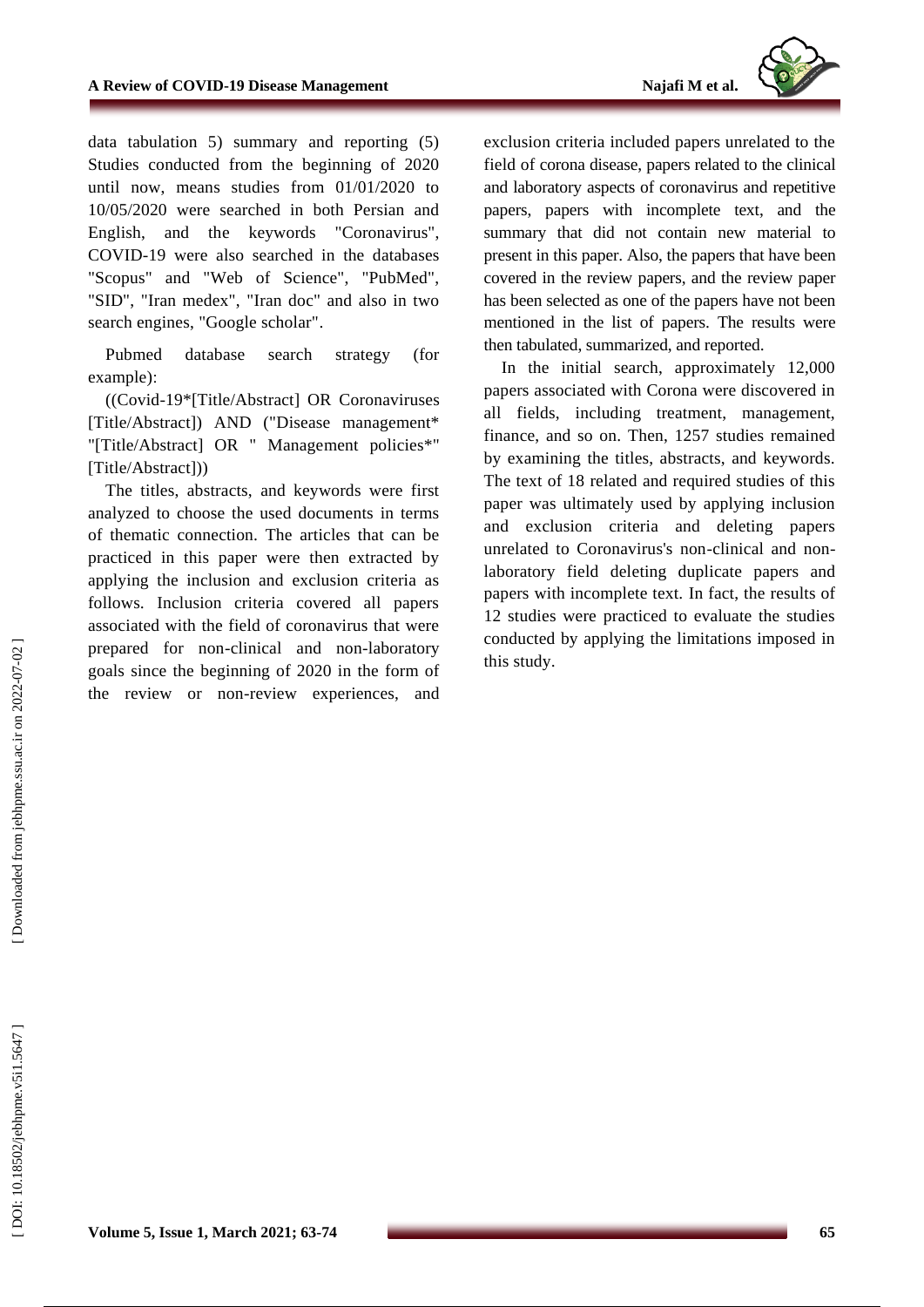data tabulation 5) summary and reporting (5) Studies conducted from the beginning of 2020 until now, means studies from 01/01/2020 to 10/05/2020 were searched in both Persian and English, and the keywords "Coronavirus", COVID-19 were also searched in the databases "Scopus" and "Web of Science", "PubMed", "SID", "Iran medex", "Iran doc" and also in two search engines, "Google scholar".

Pubmed database search strategy (for example):

((Covid-19*[Title/Abstract] OR Coronaviruses [Title/Abstract]) AND ("Disease management* "[Title/Abstract] OR " Management policies*" [Title/Abstract]))

The titles, abstracts, and keywords were first analyzed to choose the used documents in terms of thematic connection. The articles that can be practiced in this paper were then extracted by applying the inclusion and exclusion criteria as follows. Inclusion criteria covered all papers associated with the field of coronavirus that were prepared for non-clinical and non-laboratory goals since the beginning of 2020 in the form of the review or non-review experiences, and exclusion criteria included papers unrelated to the field of corona disease, papers related to the clinical and laboratory aspects of coronavirus and repetitive papers, papers with incomplete text, and the summary that did not contain new material to present in this paper. Also, the papers that have been covered in the review papers, and the review paper has been selected as one of the papers have not been mentioned in the list of papers. The results were then tabulated, summarized, and reported.

In the initial search, approximately 12,000 papers associated with Corona were discovered in all fields, including treatment, management, finance, and so on. Then, 1257 studies remained by examining the titles, abstracts, and keywords. The text of 18 related and required studies of this paper was ultimately used by applying inclusion and exclusion criteria and deleting papers unrelated to Coronavirus's non-clinical and non-laboratory field deleting duplicate papers and papers with incomplete text. In fact, the results of 12 studies were practiced to evaluate the studies conducted by applying the limitations imposed in this study.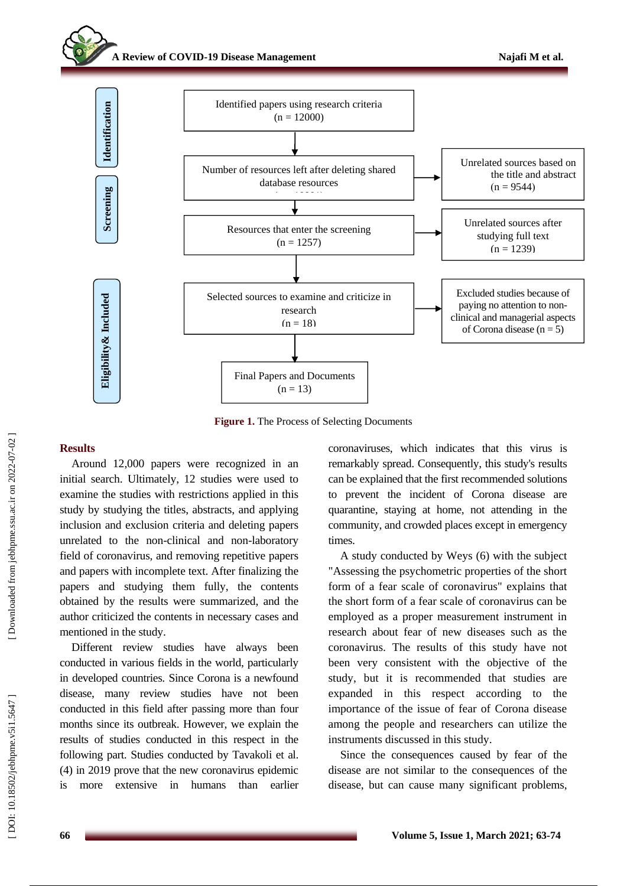Identification

Screening

Eligibility& Included

Identified papers using research criteria
(n = 12000)

Number of resources left after deleting shared database resources

Unrelated sources based on the title and abstract
(n = 9544)

Resources that enter the screening
(n = 1257)

Unrelated sources after studying full text
(n = 1239)

Selected sources to examine and criticize in research
(n = 18)

Excluded studies because of paying no attention to non-clinical and managerial aspects of Corona disease (n = 5)

Final Papers and Documents
(n = 13)

**Figure 1.** The Process of Selecting Documents

## Results

Around 12,000 papers were recognized in an initial search. Ultimately, 12 studies were used to examine the studies with restrictions applied in this study by studying the titles, abstracts, and applying inclusion and exclusion criteria and deleting papers unrelated to the non-clinical and non-laboratory field of coronavirus, and removing repetitive papers and papers with incomplete text. After finalizing the papers and studying them fully, the contents obtained by the results were summarized, and the author criticized the contents in necessary cases and mentioned in the study.

Different review studies have always been conducted in various fields in the world, particularly in developed countries. Since Corona is a newfound disease, many review studies have not been conducted in this field after passing more than four months since its outbreak. However, we explain the results of studies conducted in this respect in the following part. Studies conducted by Tavakoli et al. (4) in 2019 prove that the new coronavirus epidemic is more extensive in humans than earlier coronaviruses, which indicates that this virus is remarkably spread. Consequently, this study's results can be explained that the first recommended solutions to prevent the incident of Corona disease are quarantine, staying at home, not attending in the community, and crowded places except in emergency times.

A study conducted by Weys (6) with the subject "Assessing the psychometric properties of the short form of a fear scale of coronavirus" explains that the short form of a fear scale of coronavirus can be employed as a proper measurement instrument in research about fear of new diseases such as the coronavirus. The results of this study have not been very consistent with the objective of the study, but it is recommended that studies are expanded in this respect according to the importance of the issue of fear of Corona disease among the people and researchers can utilize the instruments discussed in this study.

Since the consequences caused by fear of the disease are not similar to the consequences of the disease, but can cause many significant problems,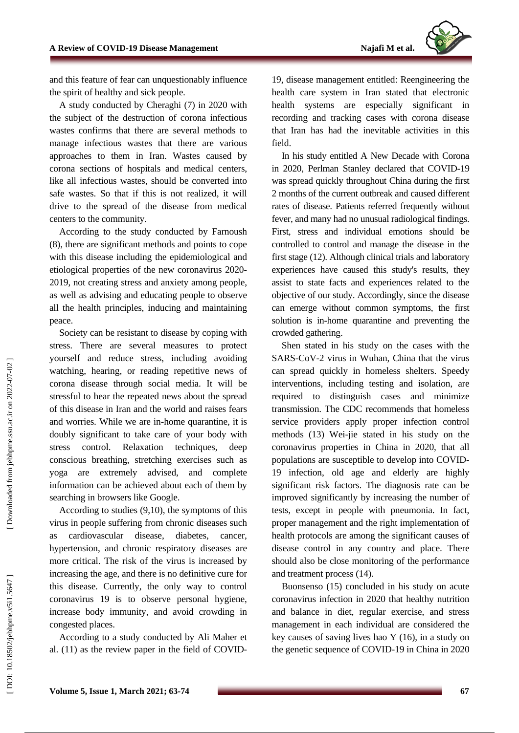and this feature of fear can unquestionably influence the spirit of healthy and sick people.

A study conducted by Cheraghi (7) in 2020 with the subject of the destruction of corona infectious wastes confirms that there are several methods to manage infectious wastes that there are various approaches to them in Iran. Wastes caused by corona sections of hospitals and medical centers, like all infectious wastes, should be converted into safe wastes. So that if this is not realized, it will drive to the spread of the disease from medical centers to the community.

According to the study conducted by Farnoush (8), there are significant methods and points to cope with this disease including the epidemiological and etiological properties of the new coronavirus 2020-2019, not creating stress and anxiety among people, as well as advising and educating people to observe all the health principles, inducing and maintaining peace.

Society can be resistant to disease by coping with stress. There are several measures to protect yourself and reduce stress, including avoiding watching, hearing, or reading repetitive news of corona disease through social media. It will be stressful to hear the repeated news about the spread of this disease in Iran and the world and raises fears and worries. While we are in-home quarantine, it is doubly significant to take care of your body with stress control. Relaxation techniques, deep conscious breathing, stretching exercises such as yoga are extremely advised, and complete information can be achieved about each of them by searching in browsers like Google.

According to studies (9,10), the symptoms of this virus in people suffering from chronic diseases such as cardiovascular disease, diabetes, cancer, hypertension, and chronic respiratory diseases are more critical. The risk of the virus is increased by increasing the age, and there is no definitive cure for this disease. Currently, the only way to control coronavirus 19 is to observe personal hygiene, increase body immunity, and avoid crowding in congested places.

According to a study conducted by Ali Maher et al. (11) as the review paper in the field of COVID-19, disease management entitled: Reengineering the health care system in Iran stated that electronic health systems are especially significant in recording and tracking cases with corona disease that Iran has had the inevitable activities in this field.

In his study entitled A New Decade with Corona in 2020, Perlman Stanley declared that COVID-19 was spread quickly throughout China during the first 2 months of the current outbreak and caused different rates of disease. Patients referred frequently without fever, and many had no unusual radiological findings. First, stress and individual emotions should be controlled to control and manage the disease in the first stage (12). Although clinical trials and laboratory experiences have caused this study's results, they assist to state facts and experiences related to the objective of our study. Accordingly, since the disease can emerge without common symptoms, the first solution is in-home quarantine and preventing the crowded gathering.

Shen stated in his study on the cases with the SARS-CoV-2 virus in Wuhan, China that the virus can spread quickly in homeless shelters. Speedy interventions, including testing and isolation, are required to distinguish cases and minimize transmission. The CDC recommends that homeless service providers apply proper infection control methods (13) Wei-jie stated in his study on the coronavirus properties in China in 2020, that all populations are susceptible to develop into COVID-19 infection, old age and elderly are highly significant risk factors. The diagnosis rate can be improved significantly by increasing the number of tests, except in people with pneumonia. In fact, proper management and the right implementation of health protocols are among the significant causes of disease control in any country and place. There should also be close monitoring of the performance and treatment process (14).

Buonsenso (15) concluded in his study on acute coronavirus infection in 2020 that healthy nutrition and balance in diet, regular exercise, and stress management in each individual are considered the key causes of saving lives hao Y (16), in a study on the genetic sequence of COVID-19 in China in 2020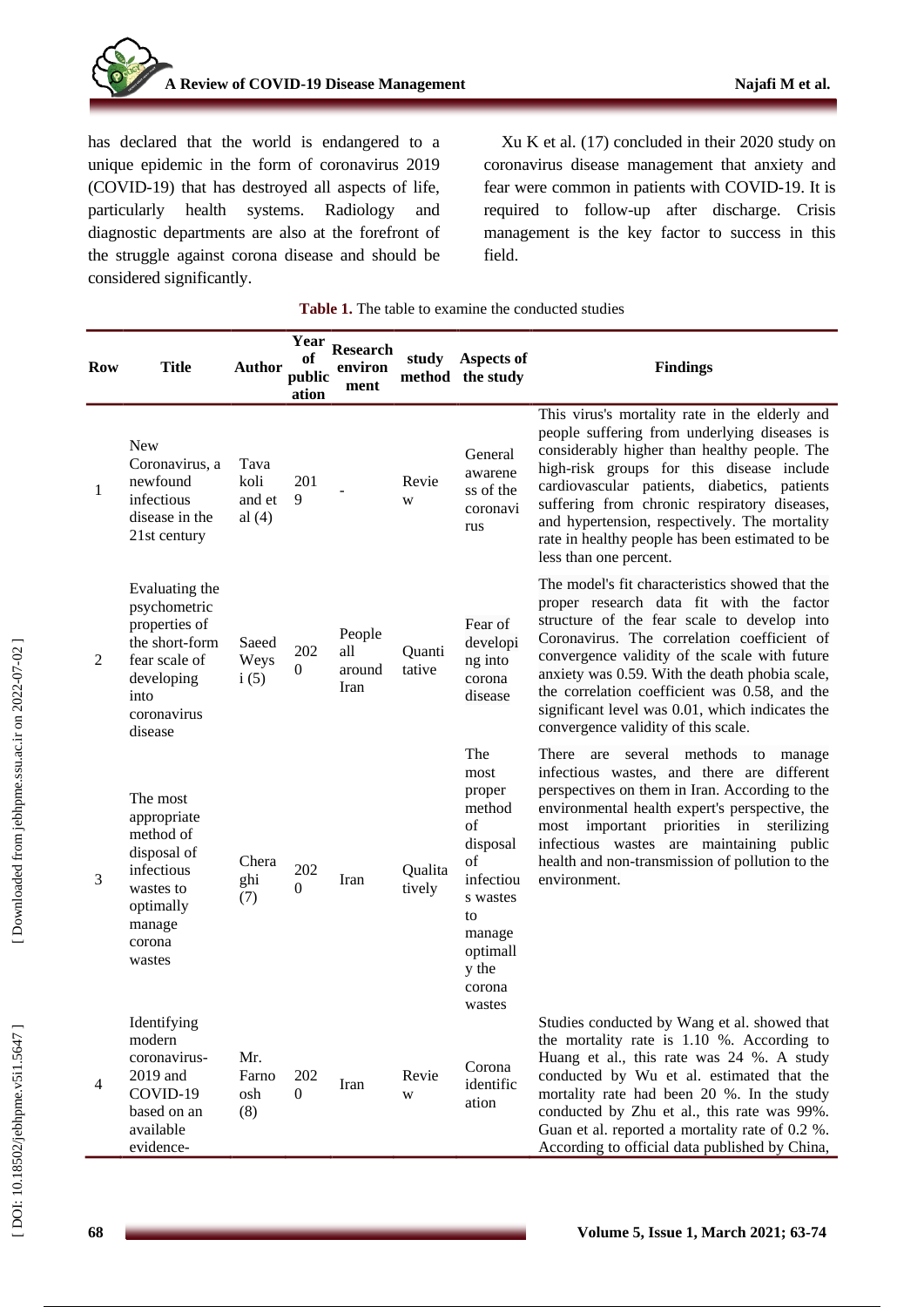has declared that the world is endangered to a unique epidemic in the form of coronavirus 2019 (COVID-19) that has destroyed all aspects of life, particularly health systems. Radiology and diagnostic departments are also at the forefront of the struggle against corona disease and should be considered significantly.

Xu K et al. (17) concluded in their 2020 study on coronavirus disease management that anxiety and fear were common in patients with COVID-19. It is required to follow-up after discharge. Crisis management is the key factor to success in this field.

**Table 1.** The table to examine the conducted studies

| Row | Title | Author | Year of publication | Research environment | study method | Aspects of the study | Findings |
|---|---|---|---|---|---|---|---|
| 1 | New Coronavirus, a newfound infectious disease in the 21st century | Tavakoli and et al (4) | 2019 | - | Review | General awareness of the coronavirus | This virus's mortality rate in the elderly and people suffering from underlying diseases is considerably higher than healthy people. The high-risk groups for this disease include cardiovascular patients, diabetics, patients suffering from chronic respiratory diseases, and hypertension, respectively. The mortality rate in healthy people has been estimated to be less than one percent. |
| 2 | Evaluating the psychometric properties of the short-form fear scale of developing into coronavirus disease | Saeed Weysi (5) | 2020 | People all around Iran | Quantitative | Fear of developing into corona disease | The model's fit characteristics showed that the proper research data fit with the factor structure of the fear scale to develop into Coronavirus. The correlation coefficient of convergence validity of the scale with future anxiety was 0.59. With the death phobia scale, the correlation coefficient was 0.58, and the significant level was 0.01, which indicates the convergence validity of this scale. |
| 3 | The most appropriate method of disposal of infectious wastes to optimally manage corona wastes | Cheraghi (7) | 2020 | Iran | Qualitatively | The most proper method of disposal of infectious wastes to manage optimally the corona wastes | There are several methods to manage infectious wastes, and there are different perspectives on them in Iran. According to the environmental health expert's perspective, the most important priorities in sterilizing infectious wastes are maintaining public health and non-transmission of pollution to the environment. |
| 4 | Identifying modern coronavirus-2019 and COVID-19 based on an available evidence- | Mr. Farnoosh (8) | 2020 | Iran | Review | Corona identification | Studies conducted by Wang et al. showed that the mortality rate is 1.10 %. According to Huang et al., this rate was 24 %. A study conducted by Wu et al. estimated that the mortality rate had been 20 %. In the study conducted by Zhu et al., this rate was 99%. Guan et al. reported a mortality rate of 0.2 %. According to official data published by China, |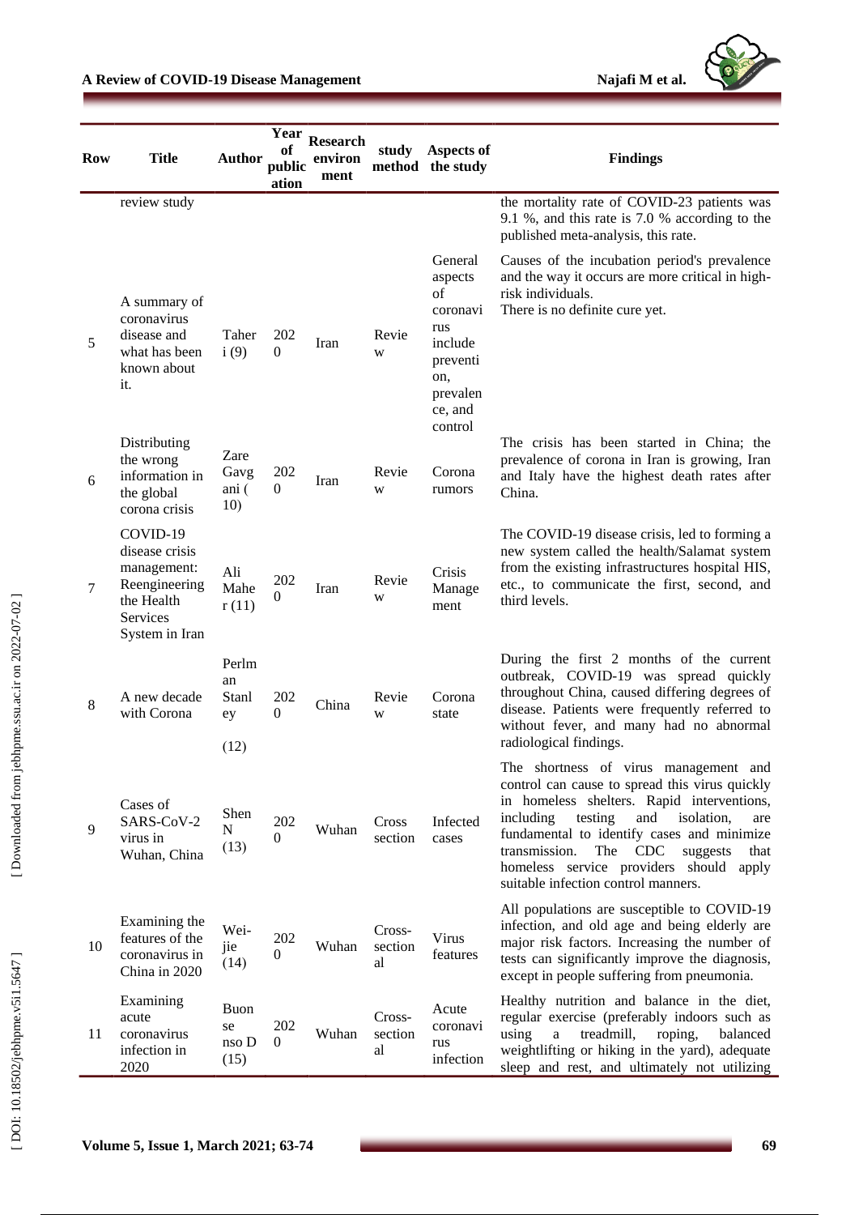| Row | Title | Author | Year of publication | Research environment | study method | Aspects of the study | Findings |
|---|---|---|---|---|---|---|---|
| | review study | | | | | | the mortality rate of COVID-23 patients was 9.1 %, and this rate is 7.0 % according to the published meta-analysis, this rate. |
| 5 | A summary of coronavirus disease and what has been known about it. | Taheri (9) | 2020 | Iran | Review | General aspects of coronavirus include prevention, prevalence, and control | Causes of the incubation period's prevalence and the way it occurs are more critical in high-risk individuals. There is no definite cure yet. |
| 6 | Distributing the wrong information in the global corona crisis | Zare Gavgani (10) | 2020 | Iran | Review | Corona rumors | The crisis has been started in China; the prevalence of corona in Iran is growing, Iran and Italy have the highest death rates after China. |
| 7 | COVID-19 disease crisis management: Reengineering the Health Services System in Iran | Ali Maher (11) | 2020 | Iran | Review | Crisis Management | The COVID-19 disease crisis, led to forming a new system called the health/Salamat system from the existing infrastructures hospital HIS, etc., to communicate the first, second, and third levels. |
| 8 | A new decade with Corona | Perlman Stanley (12) | 2020 | China | Review | Corona state | During the first 2 months of the current outbreak, COVID-19 was spread quickly throughout China, caused differing degrees of disease. Patients were frequently referred to without fever, and many had no abnormal radiological findings. |
| 9 | Cases of SARS-CoV-2 virus in Wuhan, China | Shen N (13) | 2020 | Wuhan | Cross section | Infected cases | The shortness of virus management and control can cause to spread this virus quickly in homeless shelters. Rapid interventions, including testing and isolation, are fundamental to identify cases and minimize transmission. The CDC suggests that homeless service providers should apply suitable infection control manners. |
| 10 | Examining the features of the coronavirus in China in 2020 | Wei-jie (14) | 2020 | Wuhan | Cross-sectional | Virus features | All populations are susceptible to COVID-19 infection, and old age and being elderly are major risk factors. Increasing the number of tests can significantly improve the diagnosis, except in people suffering from pneumonia. |
| 11 | Examining acute coronavirus infection in 2020 | Buonsenso D (15) | 2020 | Wuhan | Cross-sectional | Acute coronavirus infection | Healthy nutrition and balance in the diet, regular exercise (preferably indoors such as using a treadmill, roping, balanced weightlifting or hiking in the yard), adequate sleep and rest, and ultimately not utilizing |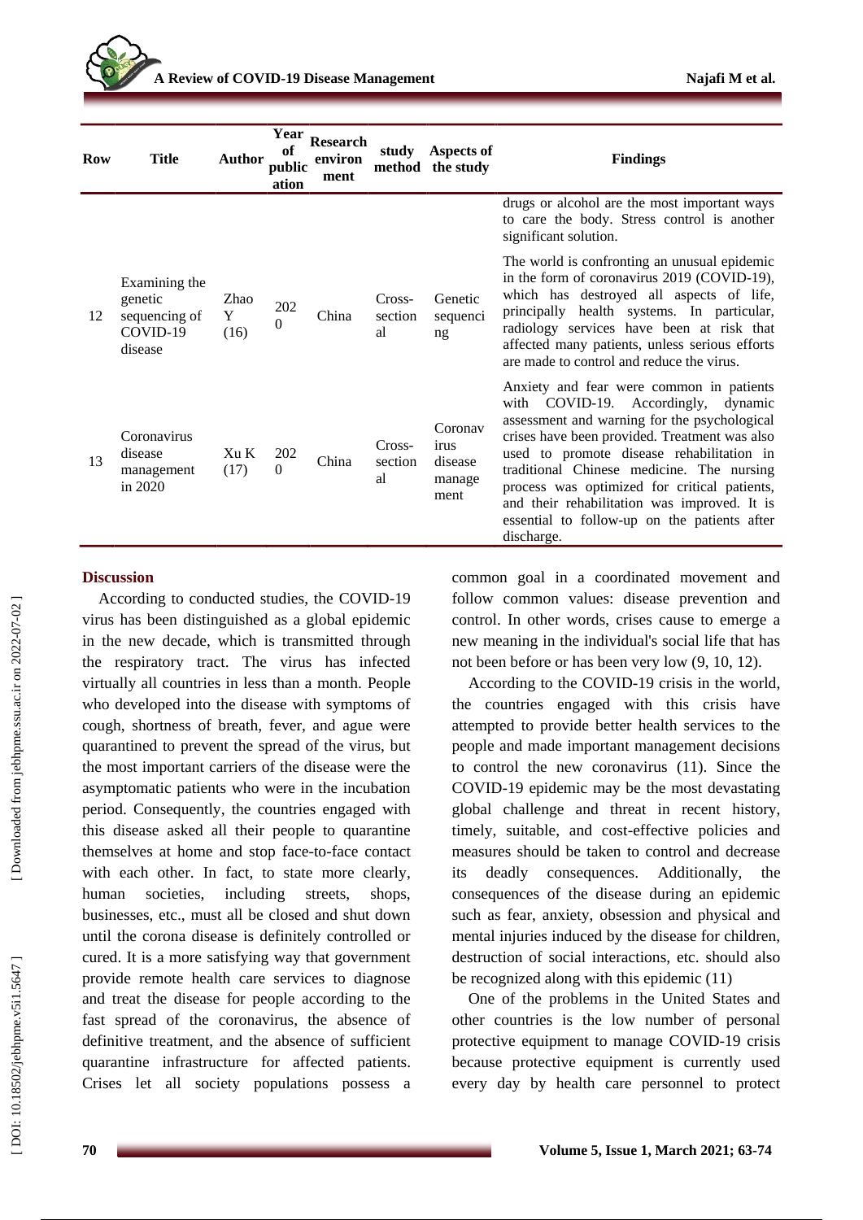| Row | Title | Author | Year of publication | Research environment | study method | Aspects of the study | Findings |
|---|---|---|---|---|---|---|---|
| | | | | | | | drugs or alcohol are the most important ways to care the body. Stress control is another significant solution. |
| 12 | Examining the genetic sequencing of COVID-19 disease | Zhao Y (16) | 2020 | China | Cross-sectional | Genetic sequencing | The world is confronting an unusual epidemic in the form of coronavirus 2019 (COVID-19), which has destroyed all aspects of life, principally health systems. In particular, radiology services have been at risk that affected many patients, unless serious efforts are made to control and reduce the virus. |
| 13 | Coronavirus disease management in 2020 | Xu K (17) | 2020 | China | Cross-sectional | Coronavirus disease management | Anxiety and fear were common in patients with COVID-19. Accordingly, dynamic assessment and warning for the psychological crises have been provided. Treatment was also used to promote disease rehabilitation in traditional Chinese medicine. The nursing process was optimized for critical patients, and their rehabilitation was improved. It is essential to follow-up on the patients after discharge. |

## Discussion

According to conducted studies, the COVID-19 virus has been distinguished as a global epidemic in the new decade, which is transmitted through the respiratory tract. The virus has infected virtually all countries in less than a month. People who developed into the disease with symptoms of cough, shortness of breath, fever, and ague were quarantined to prevent the spread of the virus, but the most important carriers of the disease were the asymptomatic patients who were in the incubation period. Consequently, the countries engaged with this disease asked all their people to quarantine themselves at home and stop face-to-face contact with each other. In fact, to state more clearly, human societies, including streets, shops, businesses, etc., must all be closed and shut down until the corona disease is definitely controlled or cured. It is a more satisfying way that government provide remote health care services to diagnose and treat the disease for people according to the fast spread of the coronavirus, the absence of definitive treatment, and the absence of sufficient quarantine infrastructure for affected patients. Crises let all society populations possess a common goal in a coordinated movement and follow common values: disease prevention and control. In other words, crises cause to emerge a new meaning in the individual's social life that has not been before or has been very low (9, 10, 12).

According to the COVID-19 crisis in the world, the countries engaged with this crisis have attempted to provide better health services to the people and made important management decisions to control the new coronavirus (11). Since the COVID-19 epidemic may be the most devastating global challenge and threat in recent history, timely, suitable, and cost-effective policies and measures should be taken to control and decrease its deadly consequences. Additionally, the consequences of the disease during an epidemic such as fear, anxiety, obsession and physical and mental injuries induced by the disease for children, destruction of social interactions, etc. should also be recognized along with this epidemic (11)

One of the problems in the United States and other countries is the low number of personal protective equipment to manage COVID-19 crisis because protective equipment is currently used every day by health care personnel to protect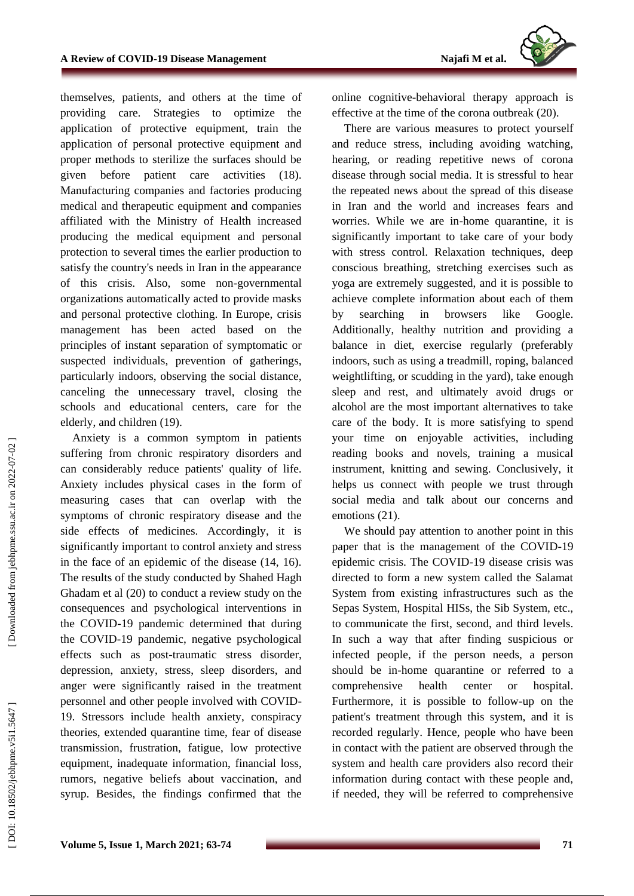themselves, patients, and others at the time of providing care. Strategies to optimize the application of protective equipment, train the application of personal protective equipment and proper methods to sterilize the surfaces should be given before patient care activities (18). Manufacturing companies and factories producing medical and therapeutic equipment and companies affiliated with the Ministry of Health increased producing the medical equipment and personal protection to several times the earlier production to satisfy the country's needs in Iran in the appearance of this crisis. Also, some non-governmental organizations automatically acted to provide masks and personal protective clothing. In Europe, crisis management has been acted based on the principles of instant separation of symptomatic or suspected individuals, prevention of gatherings, particularly indoors, observing the social distance, canceling the unnecessary travel, closing the schools and educational centers, care for the elderly, and children (19).

Anxiety is a common symptom in patients suffering from chronic respiratory disorders and can considerably reduce patients' quality of life. Anxiety includes physical cases in the form of measuring cases that can overlap with the symptoms of chronic respiratory disease and the side effects of medicines. Accordingly, it is significantly important to control anxiety and stress in the face of an epidemic of the disease (14, 16). The results of the study conducted by Shahed Hagh Ghadam et al (20) to conduct a review study on the consequences and psychological interventions in the COVID-19 pandemic determined that during the COVID-19 pandemic, negative psychological effects such as post-traumatic stress disorder, depression, anxiety, stress, sleep disorders, and anger were significantly raised in the treatment personnel and other people involved with COVID-19. Stressors include health anxiety, conspiracy theories, extended quarantine time, fear of disease transmission, frustration, fatigue, low protective equipment, inadequate information, financial loss, rumors, negative beliefs about vaccination, and syrup. Besides, the findings confirmed that the online cognitive-behavioral therapy approach is effective at the time of the corona outbreak (20).

There are various measures to protect yourself and reduce stress, including avoiding watching, hearing, or reading repetitive news of corona disease through social media. It is stressful to hear the repeated news about the spread of this disease in Iran and the world and increases fears and worries. While we are in-home quarantine, it is significantly important to take care of your body with stress control. Relaxation techniques, deep conscious breathing, stretching exercises such as yoga are extremely suggested, and it is possible to achieve complete information about each of them by searching in browsers like Google. Additionally, healthy nutrition and providing a balance in diet, exercise regularly (preferably indoors, such as using a treadmill, roping, balanced weightlifting, or scudding in the yard), take enough sleep and rest, and ultimately avoid drugs or alcohol are the most important alternatives to take care of the body. It is more satisfying to spend your time on enjoyable activities, including reading books and novels, training a musical instrument, knitting and sewing. Conclusively, it helps us connect with people we trust through social media and talk about our concerns and emotions (21).

We should pay attention to another point in this paper that is the management of the COVID-19 epidemic crisis. The COVID-19 disease crisis was directed to form a new system called the Salamat System from existing infrastructures such as the Sepas System, Hospital HISs, the Sib System, etc., to communicate the first, second, and third levels. In such a way that after finding suspicious or infected people, if the person needs, a person should be in-home quarantine or referred to a comprehensive health center or hospital. Furthermore, it is possible to follow-up on the patient's treatment through this system, and it is recorded regularly. Hence, people who have been in contact with the patient are observed through the system and health care providers also record their information during contact with these people and, if needed, they will be referred to comprehensive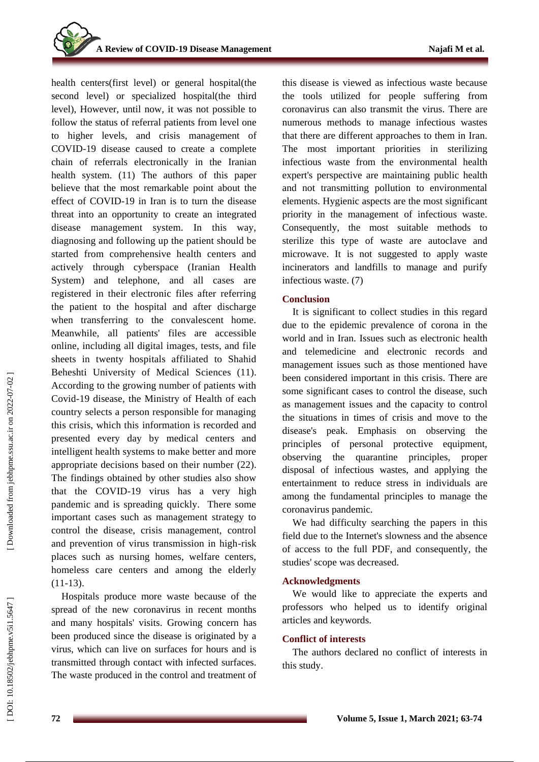health centers(first level) or general hospital(the second level) or specialized hospital(the third level), However, until now, it was not possible to follow the status of referral patients from level one to higher levels, and crisis management of COVID-19 disease caused to create a complete chain of referrals electronically in the Iranian health system. (11) The authors of this paper believe that the most remarkable point about the effect of COVID-19 in Iran is to turn the disease threat into an opportunity to create an integrated disease management system. In this way, diagnosing and following up the patient should be started from comprehensive health centers and actively through cyberspace (Iranian Health System) and telephone, and all cases are registered in their electronic files after referring the patient to the hospital and after discharge when transferring to the convalescent home. Meanwhile, all patients' files are accessible online, including all digital images, tests, and file sheets in twenty hospitals affiliated to Shahid Beheshti University of Medical Sciences (11). According to the growing number of patients with Covid-19 disease, the Ministry of Health of each country selects a person responsible for managing this crisis, which this information is recorded and presented every day by medical centers and intelligent health systems to make better and more appropriate decisions based on their number (22). The findings obtained by other studies also show that the COVID-19 virus has a very high pandemic and is spreading quickly. There some important cases such as management strategy to control the disease, crisis management, control and prevention of virus transmission in high-risk places such as nursing homes, welfare centers, homeless care centers and among the elderly (11-13).

Hospitals produce more waste because of the spread of the new coronavirus in recent months and many hospitals' visits. Growing concern has been produced since the disease is originated by a virus, which can live on surfaces for hours and is transmitted through contact with infected surfaces. The waste produced in the control and treatment of this disease is viewed as infectious waste because the tools utilized for people suffering from coronavirus can also transmit the virus. There are numerous methods to manage infectious wastes that there are different approaches to them in Iran. The most important priorities in sterilizing infectious waste from the environmental health expert's perspective are maintaining public health and not transmitting pollution to environmental elements. Hygienic aspects are the most significant priority in the management of infectious waste. Consequently, the most suitable methods to sterilize this type of waste are autoclave and microwave. It is not suggested to apply waste incinerators and landfills to manage and purify infectious waste. (7)

## Conclusion

It is significant to collect studies in this regard due to the epidemic prevalence of corona in the world and in Iran. Issues such as electronic health and telemedicine and electronic records and management issues such as those mentioned have been considered important in this crisis. There are some significant cases to control the disease, such as management issues and the capacity to control the situations in times of crisis and move to the disease's peak. Emphasis on observing the principles of personal protective equipment, observing the quarantine principles, proper disposal of infectious wastes, and applying the entertainment to reduce stress in individuals are among the fundamental principles to manage the coronavirus pandemic.

We had difficulty searching the papers in this field due to the Internet's slowness and the absence of access to the full PDF, and consequently, the studies' scope was decreased.

## Acknowledgments

We would like to appreciate the experts and professors who helped us to identify original articles and keywords.

## Conflict of interests

The authors declared no conflict of interests in this study.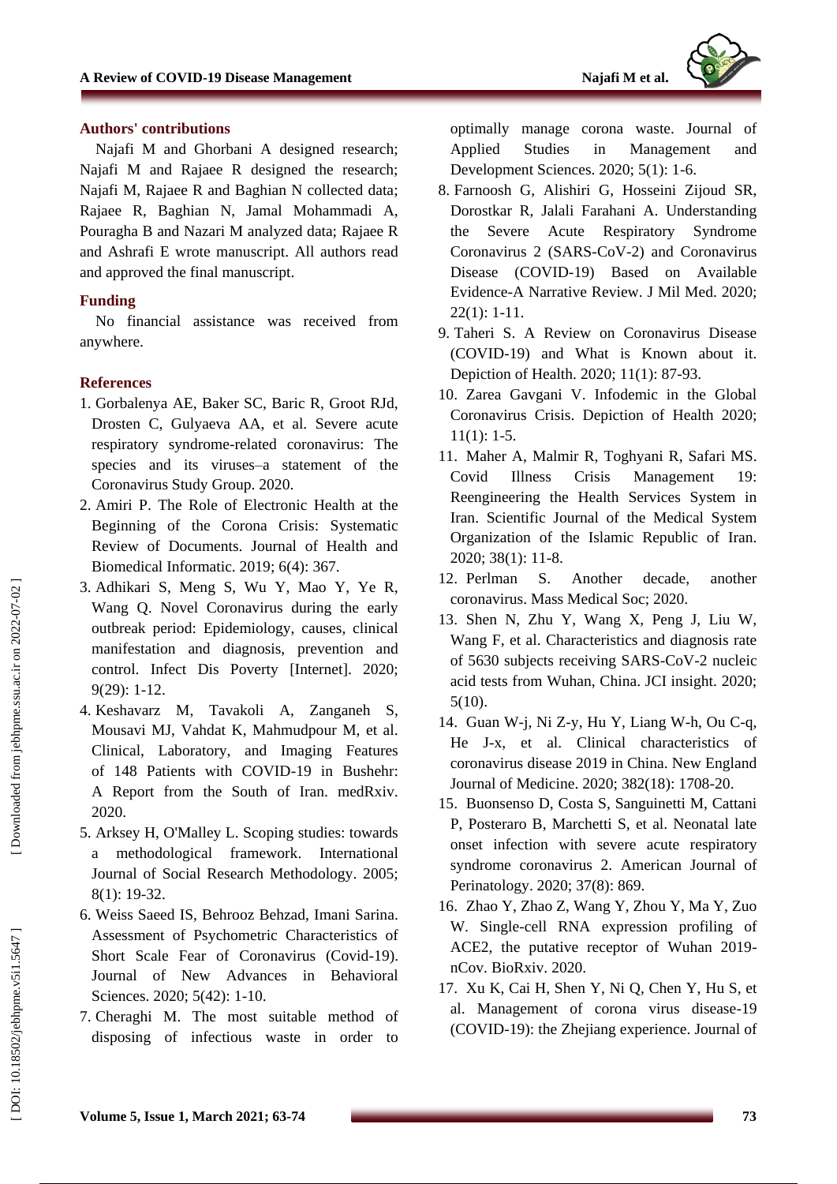## Authors' contributions

Najafi M and Ghorbani A designed research; Najafi M and Rajaee R designed the research; Najafi M, Rajaee R and Baghian N collected data; Rajaee R, Baghian N, Jamal Mohammadi A, Pouragha B and Nazari M analyzed data; Rajaee R and Ashrafi E wrote manuscript. All authors read and approved the final manuscript.

## Funding

No financial assistance was received from anywhere.

## References

1. Gorbalenya AE, Baker SC, Baric R, Groot RJd, Drosten C, Gulyaeva AA, et al. Severe acute respiratory syndrome-related coronavirus: The species and its viruses–a statement of the Coronavirus Study Group. 2020.
2. Amiri P. The Role of Electronic Health at the Beginning of the Corona Crisis: Systematic Review of Documents. Journal of Health and Biomedical Informatic. 2019; 6(4): 367.
3. Adhikari S, Meng S, Wu Y, Mao Y, Ye R, Wang Q. Novel Coronavirus during the early outbreak period: Epidemiology, causes, clinical manifestation and diagnosis, prevention and control. Infect Dis Poverty [Internet]. 2020; 9(29): 1-12.
4. Keshavarz M, Tavakoli A, Zanganeh S, Mousavi MJ, Vahdat K, Mahmudpour M, et al. Clinical, Laboratory, and Imaging Features of 148 Patients with COVID-19 in Bushehr: A Report from the South of Iran. medRxiv. 2020.
5. Arksey H, O'Malley L. Scoping studies: towards a methodological framework. International Journal of Social Research Methodology. 2005; 8(1): 19-32.
6. Weiss Saeed IS, Behrooz Behzad, Imani Sarina. Assessment of Psychometric Characteristics of Short Scale Fear of Coronavirus (Covid-19). Journal of New Advances in Behavioral Sciences. 2020; 5(42): 1-10.
7. Cheraghi M. The most suitable method of disposing of infectious waste in order to optimally manage corona waste. Journal of Applied Studies in Management and Development Sciences. 2020; 5(1): 1-6.
8. Farnoosh G, Alishiri G, Hosseini Zijoud SR, Dorostkar R, Jalali Farahani A. Understanding the Severe Acute Respiratory Syndrome Coronavirus 2 (SARS-CoV-2) and Coronavirus Disease (COVID-19) Based on Available Evidence-A Narrative Review. J Mil Med. 2020; 22(1): 1-11.
9. Taheri S. A Review on Coronavirus Disease (COVID-19) and What is Known about it. Depiction of Health. 2020; 11(1): 87-93.
10. Zarea Gavgani V. Infodemic in the Global Coronavirus Crisis. Depiction of Health 2020; 11(1): 1-5.
11. Maher A, Malmir R, Toghyani R, Safari MS. Covid Illness Crisis Management 19: Reengineering the Health Services System in Iran. Scientific Journal of the Medical System Organization of the Islamic Republic of Iran. 2020; 38(1): 11-8.
12. Perlman S. Another decade, another coronavirus. Mass Medical Soc; 2020.
13. Shen N, Zhu Y, Wang X, Peng J, Liu W, Wang F, et al. Characteristics and diagnosis rate of 5630 subjects receiving SARS-CoV-2 nucleic acid tests from Wuhan, China. JCI insight. 2020; 5(10).
14. Guan W-j, Ni Z-y, Hu Y, Liang W-h, Ou C-q, He J-x, et al. Clinical characteristics of coronavirus disease 2019 in China. New England Journal of Medicine. 2020; 382(18): 1708-20.
15. Buonsenso D, Costa S, Sanguinetti M, Cattani P, Posteraro B, Marchetti S, et al. Neonatal late onset infection with severe acute respiratory syndrome coronavirus 2. American Journal of Perinatology. 2020; 37(8): 869.
16. Zhao Y, Zhao Z, Wang Y, Zhou Y, Ma Y, Zuo W. Single-cell RNA expression profiling of ACE2, the putative receptor of Wuhan 2019-nCov. BioRxiv. 2020.
17. Xu K, Cai H, Shen Y, Ni Q, Chen Y, Hu S, et al. Management of corona virus disease-19 (COVID-19): the Zhejiang experience. Journal of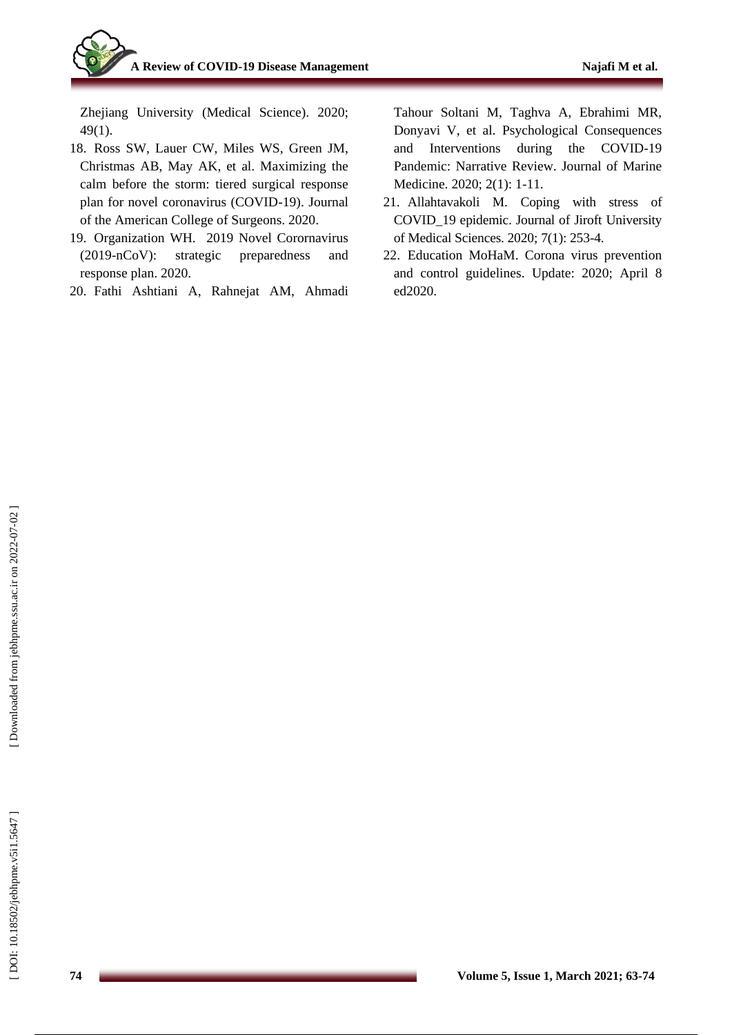Zhejiang University (Medical Science). 2020; 49(1).

18. Ross SW, Lauer CW, Miles WS, Green JM, Christmas AB, May AK, et al. Maximizing the calm before the storm: tiered surgical response plan for novel coronavirus (COVID-19). Journal of the American College of Surgeons. 2020.
19. Organization WH. 2019 Novel Corornavirus (2019-nCoV): strategic preparedness and response plan. 2020.
20. Fathi Ashtiani A, Rahnejat AM, Ahmadi Tahour Soltani M, Taghva A, Ebrahimi MR, Donyavi V, et al. Psychological Consequences and Interventions during the COVID-19 Pandemic: Narrative Review. Journal of Marine Medicine. 2020; 2(1): 1-11.
21. Allahtavakoli M. Coping with stress of COVID_19 epidemic. Journal of Jiroft University of Medical Sciences. 2020; 7(1): 253-4.
22. Education MoHaM. Corona virus prevention and control guidelines. Update: 2020; April 8 ed2020.